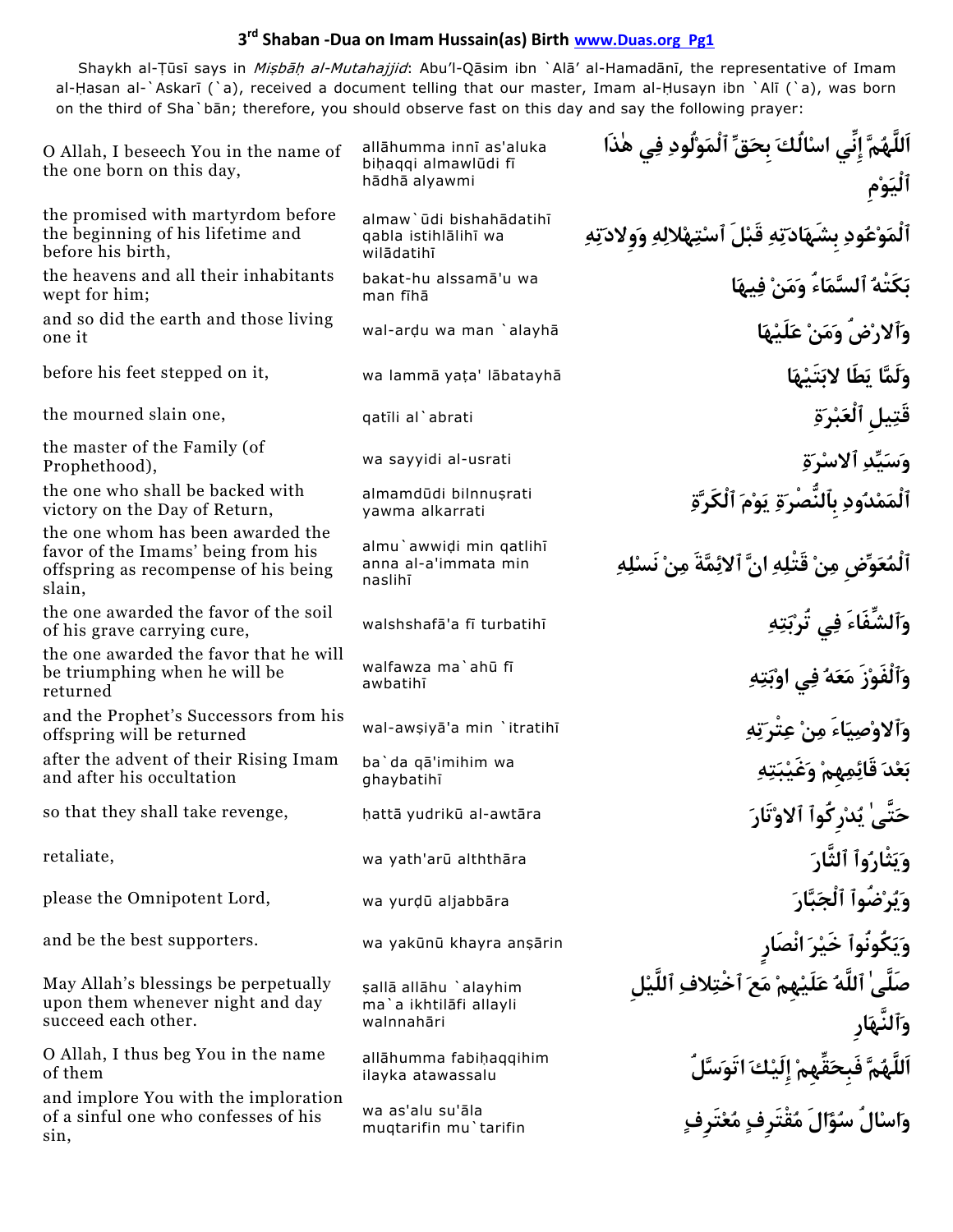# 3[rd] Shaban -Dua on Imam Hussain(as) Birth www.Duas.org Pg1

Shaykh al-Ṭūsī says in *Miṣbāḥ al-Mutahajjid*: Abu'l-Qāsim ibn `Alā' al-Hamadānī, the representative of Imam al-Ḥasan al-`Askarī (`a), received a document telling that our master, Imam al-Ḥusayn ibn `Alī (`a), was born on the third of Sha`bān; therefore, you should observe fast on this day and say the following prayer:

| English | Transliteration | Arabic |
|---|---|---|
| O Allah, I beseech You in the name of the one born on this day, | allāhumma innī as'aluka biḥaqqi almawlūdi fī hādhā alyawmi | اَللَّهُمَّ إِنِّي اسْالُكَ بِحَقِّ ٱلْمَوْلُودِ فِي هٰذَا ٱلْيَوْمِ |
| the promised with martyrdom before the beginning of his lifetime and before his birth, | almaw`ūdi bishahādatihī qabla istihlālihī wa wilādatihī | ٱلْمَوْعُودِ بِشَهَادَتِهِ قَبْلَ ٱسْتِهْلالِهِ وَوِلادَتِهِ |
| the heavens and all their inhabitants wept for him; | bakat-hu alssamā'u wa man fīhā | بَكَتْهُ ٱلسَّمَاءُ وَمَنْ فِيهَا |
| and so did the earth and those living one it | wal-arḍu wa man `alayhā | وَٱلارْضُ وَمَنْ عَلَيْهَا |
| before his feet stepped on it, | wa lammā yaṭa' lābatayhā | وَلَمَّا يَطَا لابَتَيْهَا |
| the mourned slain one, | qatīli al`abrati | قَتِيلِ ٱلْعَبْرَةِ |
| the master of the Family (of Prophethood), | wa sayyidi al-usrati | وَسَيِّدِ ٱلاسْرَةِ |
| the one who shall be backed with victory on the Day of Return, | almamdūdi bilnnuṣrati yawma alkarrati | ٱلْمَمْدُودِ بِٱلنُّصْرَةِ يَوْمَ ٱلْكَرَّةِ |
| the one whom has been awarded the favor of the Imams' being from his offspring as recompense of his being slain, | almu`awwiḍi min qatlihī anna al-a'immata min naslihī | ٱلْمُعَوَّضِ مِنْ قَتْلِهِ انَّ ٱلائِمَّةَ مِنْ نَسْلِهِ |
| the one awarded the favor of the soil of his grave carrying cure, | walshshafā'a fī turbatihī | وَٱلشِّفَاءَ فِي تُرْبَتِهِ |
| the one awarded the favor that he will be triumphing when he will be returned | walfawza ma`ahū fī awbatihī | وَٱلْفَوْزَ مَعَهُ فِي اوْبَتِهِ |
| and the Prophet's Successors from his offspring will be returned | wal-awṣiyā'a min `itratihī | وَٱلاوْصِيَاءَ مِنْ عِتْرَتِهِ |
| after the advent of their Rising Imam and after his occultation | ba`da qā'imihim wa ghaybatihī | بَعْدَ قَائِمِهِمْ وَغَيْبَتِهِ |
| so that they shall take revenge, | ḥattā yudrikū al-awtāra | حَتَّىٰ يُدْرِكُوا ٱلاوْتَارَ |
| retaliate, | wa yath'arū alththāra | وَيَثْارُوا ٱلثَّارَ |
| please the Omnipotent Lord, | wa yurḍū aljabbāra | وَيُرْضُوا ٱلْجَبَّارَ |
| and be the best supporters. | wa yakūnū khayra anṣārin | وَيَكُونُوا خَيْرَ انْصَارٍ |
| May Allah's blessings be perpetually upon them whenever night and day succeed each other. | ṣallā allāhu `alayhim ma`a ikhtilāfi allayli walnnahāri | صَلَّىٰ ٱللَّهُ عَلَيْهِمْ مَعَ ٱخْتِلافِ ٱللَّيْلِ وَٱلنَّهَارِ |
| O Allah, I thus beg You in the name of them | allāhumma fabiḥaqqihim ilayka atawassalu | اَللَّهُمَّ فَبِحَقِّهِمْ إِلَيْكَ اتَوَسَّلُ |
| and implore You with the imploration of a sinful one who confesses of his sin, | wa as'alu su'āla muqtarifin mu`tarifin | وَاسْالُ سُؤَالَ مُقْتَرِفٍ مُعْتَرِفٍ |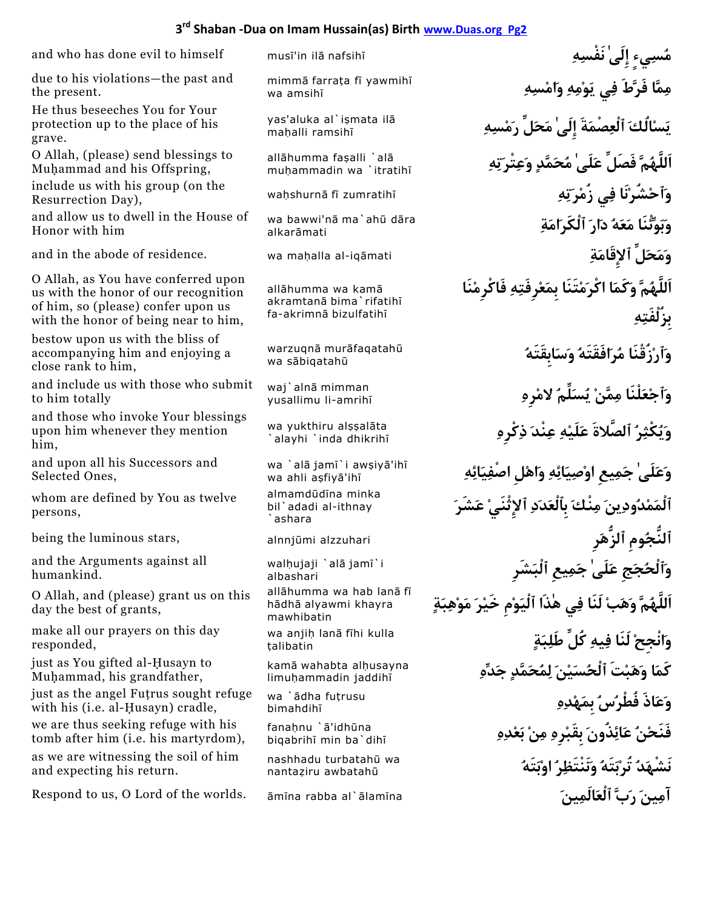| | | |
|---|---|---|
| and who has done evil to himself | musī'in ilā nafsihī | مُسِيءٍ إِلَىٰ نَفْسِهِ |
| due to his violations—the past and the present. | mimmā farraṭa fī yawmihī wa amsihī | مِمَّا فَرَّطَ فِي يَوْمِهِ وَامْسِهِ |
| He thus beseeches You for Your protection up to the place of his grave. | yas'aluka al`iṣmata ilā maḥalli ramsihī | يَسْالُكَ ٱلْعِصْمَةَ إِلَىٰ مَحَلِّ رَمْسِهِ |
| O Allah, (please) send blessings to Muḥammad and his Offspring, | allāhumma faṣalli `alā muḥammadin wa `itratihī | اَللَّهُمَّ فَصَلِّ عَلَىٰ مُحَمَّدٍ وَعِتْرَتِهِ |
| include us with his group (on the Resurrection Day), | waḥshurnā fī zumratihī | وَٱحْشُرْنَا فِي زُمْرَتِهِ |
| and allow us to dwell in the House of Honor with him | wa bawwi'nā ma`ahū dāra alkarāmati | وَبَوِّئْنَا مَعَهُ دَارَ ٱلْكَرَامَةِ |
| and in the abode of residence. | wa maḥalla al-iqāmati | وَمَحَلَّ ٱلإِقَامَةِ |
| O Allah, as You have conferred upon us with the honor of our recognition of him, so (please) confer upon us with the honor of being near to him, | allāhumma wa kamā akramtanā bima`rifatihī fa-akrimnā bizulfatihī | اَللَّهُمَّ وَكَمَا اكْرَمْتَنَا بِمَعْرِفَتِهِ فَاكْرِمْنَا بِزُلْفَتِهِ |
| bestow upon us with the bliss of accompanying him and enjoying a close rank to him, | warzuqnā murāfaqatahū wa sābiqatahū | وَٱرْزُقْنَا مُرَافَقَتَهُ وَسَابِقَتَهُ |
| and include us with those who submit to him totally | waj`alnā mimman yusallimu li-amrihī | وَٱجْعَلْنَا مِمَّنْ يُسَلِّمُ لامْرِهِ |
| and those who invoke Your blessings upon him whenever they mention him, | wa yukthiru alṣṣalāta `alayhi `inda dhikrihī | وَيُكْثِرُ ٱلصَّلاةَ عَلَيْهِ عِنْدَ ذِكْرِهِ |
| and upon all his Successors and Selected Ones, | wa `alā jamī`i awṣiyā'ihī wa ahli aṣfiyā'ihī | وَعَلَىٰ جَمِيعِ اوْصِيَائِهِ وَاهْلِ اصْفِيَائِهِ |
| whom are defined by You as twelve persons, | almamdūdīna minka bil`adadi al-ithnay `ashara | ٱلْمَمْدُودِينَ مِنْكَ بِٱلْعَدَدِ ٱلإِثْنَيْ عَشَرَ |
| being the luminous stars, | alnnjūmi alzzuhari | ٱلنُّجُومِ ٱلزُّهَرِ |
| and the Arguments against all humankind. | walḥujaji `alā jamī`i albashari | وَٱلْحُجَجِ عَلَىٰ جَمِيعِ ٱلْبَشَرِ |
| O Allah, and (please) grant us on this day the best of grants, | allāhumma wa hab lanā fī hādhā alyawmi khayra mawhibatin | اَللَّهُمَّ وَهَبْ لَنَا فِي هٰذَا ٱلْيَوْمِ خَيْرَ مَوْهِبَةٍ |
| make all our prayers on this day responded, | wa anjiḥ lanā fīhi kulla ṭalibatin | وَانْجِحْ لَنَا فِيهِ كُلَّ طَلِبَةٍ |
| just as You gifted al-Ḥusayn to Muḥammad, his grandfather, | kamā wahabta alḥusayna limuḥammadin jaddihī | كَمَا وَهَبْتَ ٱلْحُسَيْنَ لِمُحَمَّدٍ جَدِّهِ |
| just as the angel Fuṭrus sought refuge with his (i.e. al-Ḥusayn) cradle, | wa `ādha fuṭrusu bimahdihī | وَعَاذَ فُطْرُسُ بِمَهْدِهِ |
| we are thus seeking refuge with his tomb after him (i.e. his martyrdom), | fanaḥnu `ā'idhūna biqabrihī min ba`dihī | فَنَحْنُ عَائِذُونَ بِقَبْرِهِ مِنْ بَعْدِهِ |
| as we are witnessing the soil of him and expecting his return. | nashhadu turbatahū wa nantaẓiru awbatahū | نَشْهَدُ تُرْبَتَهُ وَنَنْتَظِرُ اوْبَتَهُ |
| Respond to us, O Lord of the worlds. | āmīna rabba al`ālamīna | آمِينَ رَبَّ ٱلْعَالَمِينَ |